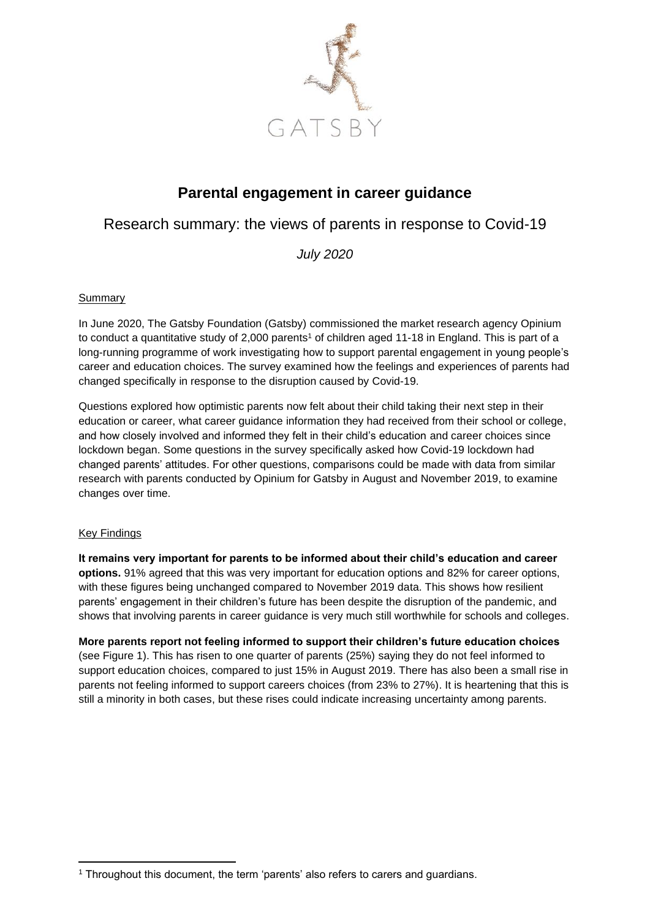GATSBY

# Parental engagement in career guidance

## Research summary: the views of parents in response to Covid-19

*July 2020*

Summary

In June 2020, The Gatsby Foundation (Gatsby) commissioned the market research agency Opinium to conduct a quantitative study of 2,000 parents[1] of children aged 11-18 in England. This is part of a long-running programme of work investigating how to support parental engagement in young people's career and education choices. The survey examined how the feelings and experiences of parents had changed specifically in response to the disruption caused by Covid-19.

Questions explored how optimistic parents now felt about their child taking their next step in their education or career, what career guidance information they had received from their school or college, and how closely involved and informed they felt in their child's education and career choices since lockdown began. Some questions in the survey specifically asked how Covid-19 lockdown had changed parents' attitudes. For other questions, comparisons could be made with data from similar research with parents conducted by Opinium for Gatsby in August and November 2019, to examine changes over time.

Key Findings

**It remains very important for parents to be informed about their child's education and career options.** 91% agreed that this was very important for education options and 82% for career options, with these figures being unchanged compared to November 2019 data. This shows how resilient parents' engagement in their children's future has been despite the disruption of the pandemic, and shows that involving parents in career guidance is very much still worthwhile for schools and colleges.

**More parents report not feeling informed to support their children's future education choices** (see Figure 1). This has risen to one quarter of parents (25%) saying they do not feel informed to support education choices, compared to just 15% in August 2019. There has also been a small rise in parents not feeling informed to support careers choices (from 23% to 27%). It is heartening that this is still a minority in both cases, but these rises could indicate increasing uncertainty among parents.

[1] Throughout this document, the term 'parents' also refers to carers and guardians.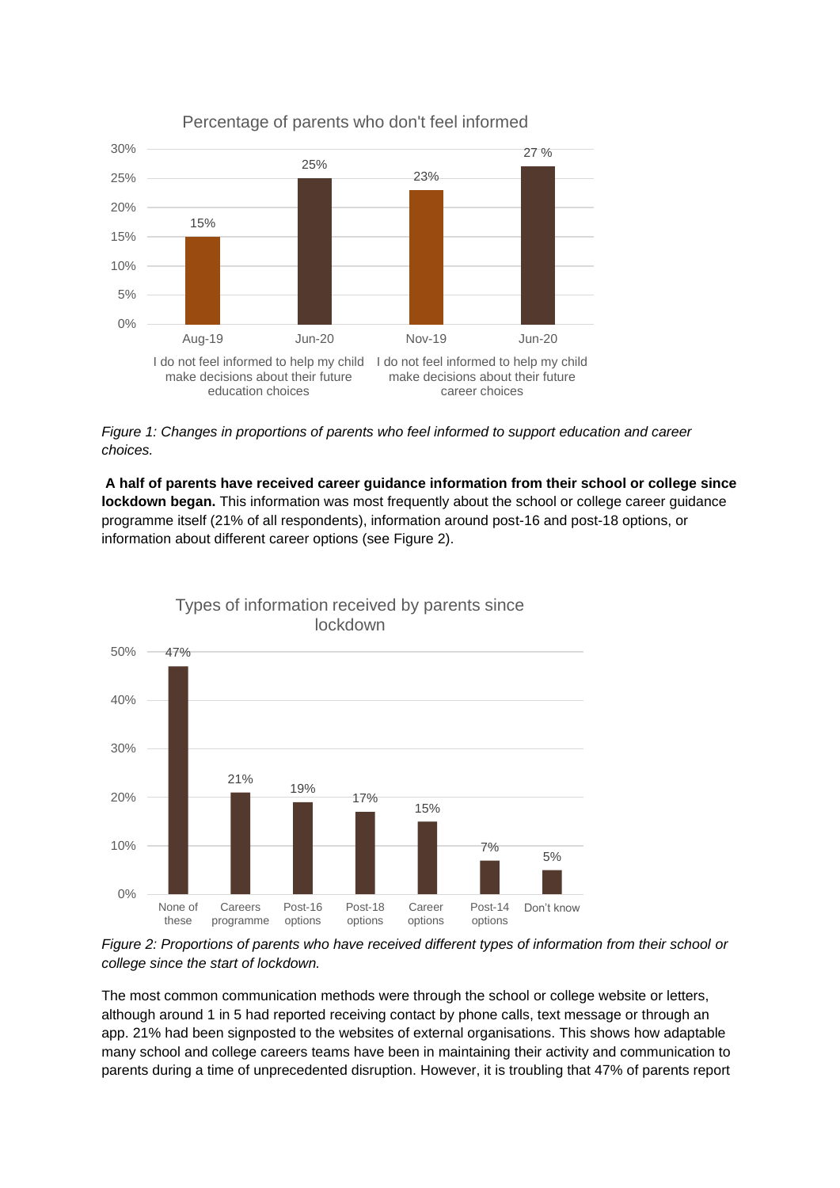Percentage of parents who don't feel informed

| | Aug-19 | Jun-20 | Nov-19 | Jun-20 |
|---|---|---|---|---|
| I do not feel informed to help my child make decisions about their future education choices | 15% | 25% | | |
| I do not feel informed to help my child make decisions about their future career choices | | | 23% | 27 % |

*Figure 1: Changes in proportions of parents who feel informed to support education and career choices.*

**A half of parents have received career guidance information from their school or college since lockdown began.** This information was most frequently about the school or college career guidance programme itself (21% of all respondents), information around post-16 and post-18 options, or information about different career options (see Figure 2).

Types of information received by parents since lockdown

| None of these | Careers programme | Post-16 options | Post-18 options | Career options | Post-14 options | Don't know |
|---|---|---|---|---|---|---|
| 47% | 21% | 19% | 17% | 15% | 7% | 5% |

*Figure 2: Proportions of parents who have received different types of information from their school or college since the start of lockdown.*

The most common communication methods were through the school or college website or letters, although around 1 in 5 had reported receiving contact by phone calls, text message or through an app. 21% had been signposted to the websites of external organisations. This shows how adaptable many school and college careers teams have been in maintaining their activity and communication to parents during a time of unprecedented disruption. However, it is troubling that 47% of parents report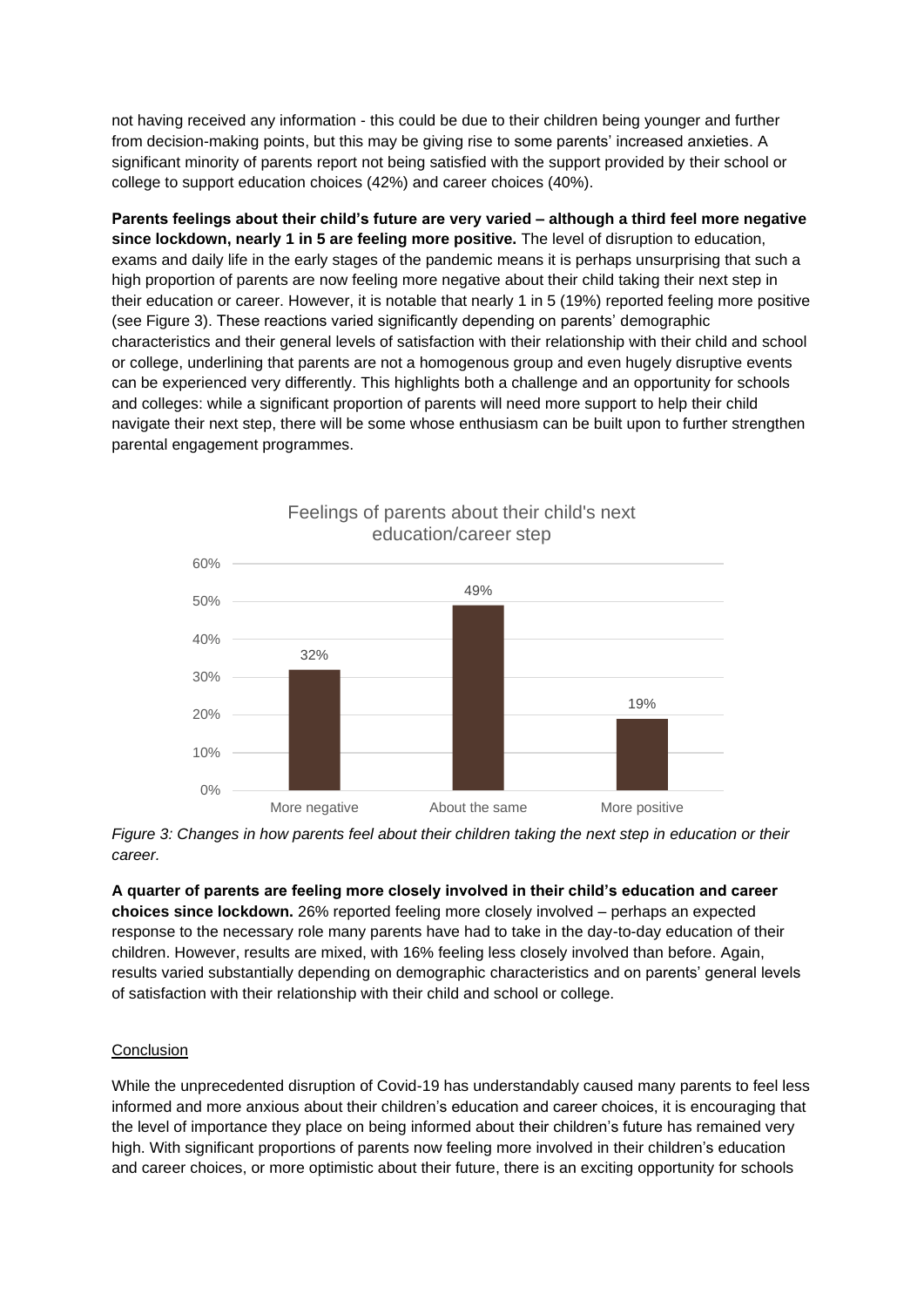not having received any information - this could be due to their children being younger and further from decision-making points, but this may be giving rise to some parents' increased anxieties. A significant minority of parents report not being satisfied with the support provided by their school or college to support education choices (42%) and career choices (40%).

**Parents feelings about their child's future are very varied – although a third feel more negative since lockdown, nearly 1 in 5 are feeling more positive.** The level of disruption to education, exams and daily life in the early stages of the pandemic means it is perhaps unsurprising that such a high proportion of parents are now feeling more negative about their child taking their next step in their education or career. However, it is notable that nearly 1 in 5 (19%) reported feeling more positive (see Figure 3). These reactions varied significantly depending on parents' demographic characteristics and their general levels of satisfaction with their relationship with their child and school or college, underlining that parents are not a homogenous group and even hugely disruptive events can be experienced very differently. This highlights both a challenge and an opportunity for schools and colleges: while a significant proportion of parents will need more support to help their child navigate their next step, there will be some whose enthusiasm can be built upon to further strengthen parental engagement programmes.

Feelings of parents about their child's next education/career step

| More negative | About the same | More positive |
| --- | --- | --- |
| 32% | 49% | 19% |

*Figure 3: Changes in how parents feel about their children taking the next step in education or their career.*

**A quarter of parents are feeling more closely involved in their child's education and career choices since lockdown.** 26% reported feeling more closely involved – perhaps an expected response to the necessary role many parents have had to take in the day-to-day education of their children. However, results are mixed, with 16% feeling less closely involved than before. Again, results varied substantially depending on demographic characteristics and on parents' general levels of satisfaction with their relationship with their child and school or college.

Conclusion

While the unprecedented disruption of Covid-19 has understandably caused many parents to feel less informed and more anxious about their children's education and career choices, it is encouraging that the level of importance they place on being informed about their children's future has remained very high. With significant proportions of parents now feeling more involved in their children's education and career choices, or more optimistic about their future, there is an exciting opportunity for schools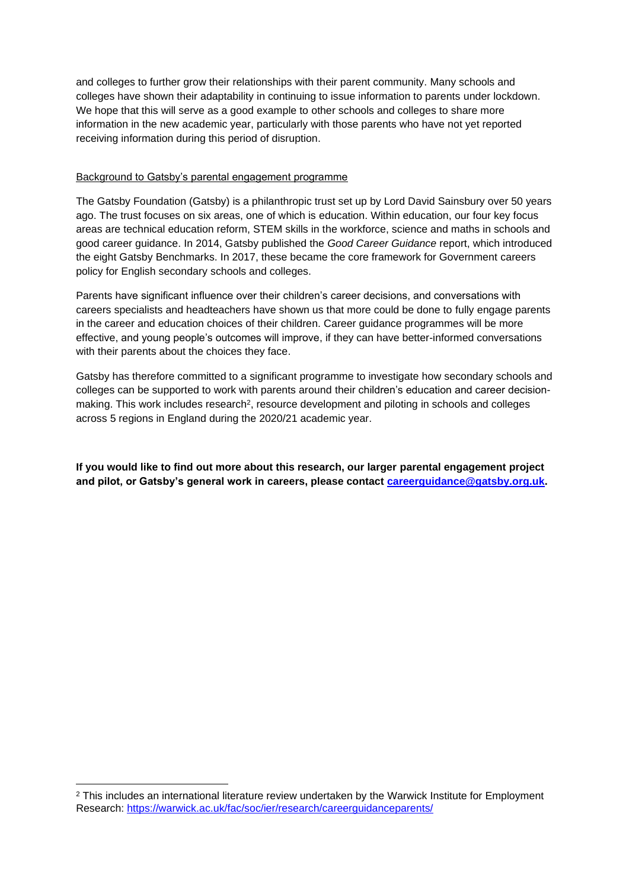and colleges to further grow their relationships with their parent community. Many schools and colleges have shown their adaptability in continuing to issue information to parents under lockdown. We hope that this will serve as a good example to other schools and colleges to share more information in the new academic year, particularly with those parents who have not yet reported receiving information during this period of disruption.

## Background to Gatsby's parental engagement programme

The Gatsby Foundation (Gatsby) is a philanthropic trust set up by Lord David Sainsbury over 50 years ago. The trust focuses on six areas, one of which is education. Within education, our four key focus areas are technical education reform, STEM skills in the workforce, science and maths in schools and good career guidance. In 2014, Gatsby published the *Good Career Guidance* report, which introduced the eight Gatsby Benchmarks. In 2017, these became the core framework for Government careers policy for English secondary schools and colleges.

Parents have significant influence over their children's career decisions, and conversations with careers specialists and headteachers have shown us that more could be done to fully engage parents in the career and education choices of their children. Career guidance programmes will be more effective, and young people's outcomes will improve, if they can have better-informed conversations with their parents about the choices they face.

Gatsby has therefore committed to a significant programme to investigate how secondary schools and colleges can be supported to work with parents around their children's education and career decision-making. This work includes research[2], resource development and piloting in schools and colleges across 5 regions in England during the 2020/21 academic year.

**If you would like to find out more about this research, our larger parental engagement project and pilot, or Gatsby's general work in careers, please contact [careerguidance@gatsby.org.uk](mailto:careerguidance@gatsby.org.uk).**

[2] This includes an international literature review undertaken by the Warwick Institute for Employment Research: https://warwick.ac.uk/fac/soc/ier/research/careerguidanceparents/